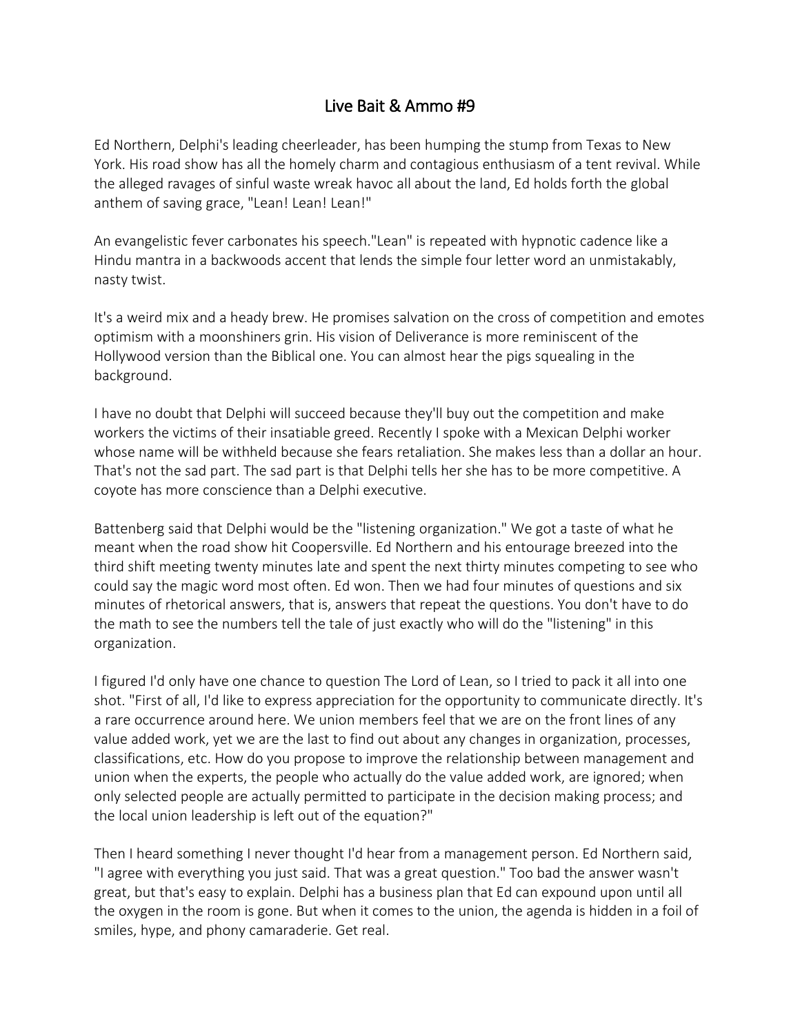# Live Bait & Ammo #9

Ed Northern, Delphi's leading cheerleader, has been humping the stump from Texas to New York. His road show has all the homely charm and contagious enthusiasm of a tent revival. While the alleged ravages of sinful waste wreak havoc all about the land, Ed holds forth the global anthem of saving grace, "Lean! Lean! Lean!"

An evangelistic fever carbonates his speech."Lean" is repeated with hypnotic cadence like a Hindu mantra in a backwoods accent that lends the simple four letter word an unmistakably, nasty twist.

It's a weird mix and a heady brew. He promises salvation on the cross of competition and emotes optimism with a moonshiners grin. His vision of Deliverance is more reminiscent of the Hollywood version than the Biblical one. You can almost hear the pigs squealing in the background.

I have no doubt that Delphi will succeed because they'll buy out the competition and make workers the victims of their insatiable greed. Recently I spoke with a Mexican Delphi worker whose name will be withheld because she fears retaliation. She makes less than a dollar an hour. That's not the sad part. The sad part is that Delphi tells her she has to be more competitive. A coyote has more conscience than a Delphi executive.

Battenberg said that Delphi would be the "listening organization." We got a taste of what he meant when the road show hit Coopersville. Ed Northern and his entourage breezed into the third shift meeting twenty minutes late and spent the next thirty minutes competing to see who could say the magic word most often. Ed won. Then we had four minutes of questions and six minutes of rhetorical answers, that is, answers that repeat the questions. You don't have to do the math to see the numbers tell the tale of just exactly who will do the "listening" in this organization.

I figured I'd only have one chance to question The Lord of Lean, so I tried to pack it all into one shot. "First of all, I'd like to express appreciation for the opportunity to communicate directly. It's a rare occurrence around here. We union members feel that we are on the front lines of any value added work, yet we are the last to find out about any changes in organization, processes, classifications, etc. How do you propose to improve the relationship between management and union when the experts, the people who actually do the value added work, are ignored; when only selected people are actually permitted to participate in the decision making process; and the local union leadership is left out of the equation?"

Then I heard something I never thought I'd hear from a management person. Ed Northern said, "I agree with everything you just said. That was a great question." Too bad the answer wasn't great, but that's easy to explain. Delphi has a business plan that Ed can expound upon until all the oxygen in the room is gone. But when it comes to the union, the agenda is hidden in a foil of smiles, hype, and phony camaraderie. Get real.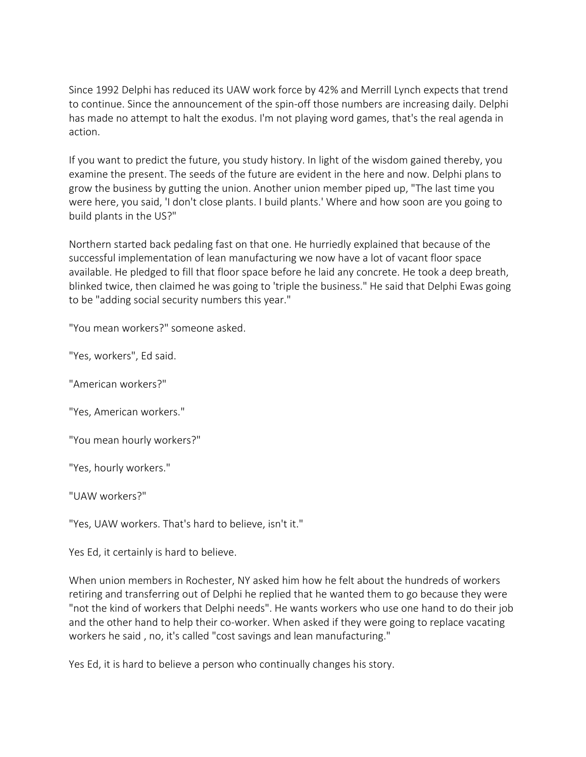Since 1992 Delphi has reduced its UAW work force by 42% and Merrill Lynch expects that trend to continue. Since the announcement of the spin-off those numbers are increasing daily. Delphi has made no attempt to halt the exodus. I'm not playing word games, that's the real agenda in action.

If you want to predict the future, you study history. In light of the wisdom gained thereby, you examine the present. The seeds of the future are evident in the here and now. Delphi plans to grow the business by gutting the union. Another union member piped up, "The last time you were here, you said, 'I don't close plants. I build plants.' Where and how soon are you going to build plants in the US?"

Northern started back pedaling fast on that one. He hurriedly explained that because of the successful implementation of lean manufacturing we now have a lot of vacant floor space available. He pledged to fill that floor space before he laid any concrete. He took a deep breath, blinked twice, then claimed he was going to 'triple the business." He said that Delphi Ewas going to be "adding social security numbers this year."

"You mean workers?" someone asked.

"Yes, workers", Ed said.

"American workers?"

"Yes, American workers."

"You mean hourly workers?"

"Yes, hourly workers."

"UAW workers?"

"Yes, UAW workers. That's hard to believe, isn't it."

Yes Ed, it certainly is hard to believe.

When union members in Rochester, NY asked him how he felt about the hundreds of workers retiring and transferring out of Delphi he replied that he wanted them to go because they were "not the kind of workers that Delphi needs". He wants workers who use one hand to do their job and the other hand to help their co-worker. When asked if they were going to replace vacating workers he said , no, it's called "cost savings and lean manufacturing."

Yes Ed, it is hard to believe a person who continually changes his story.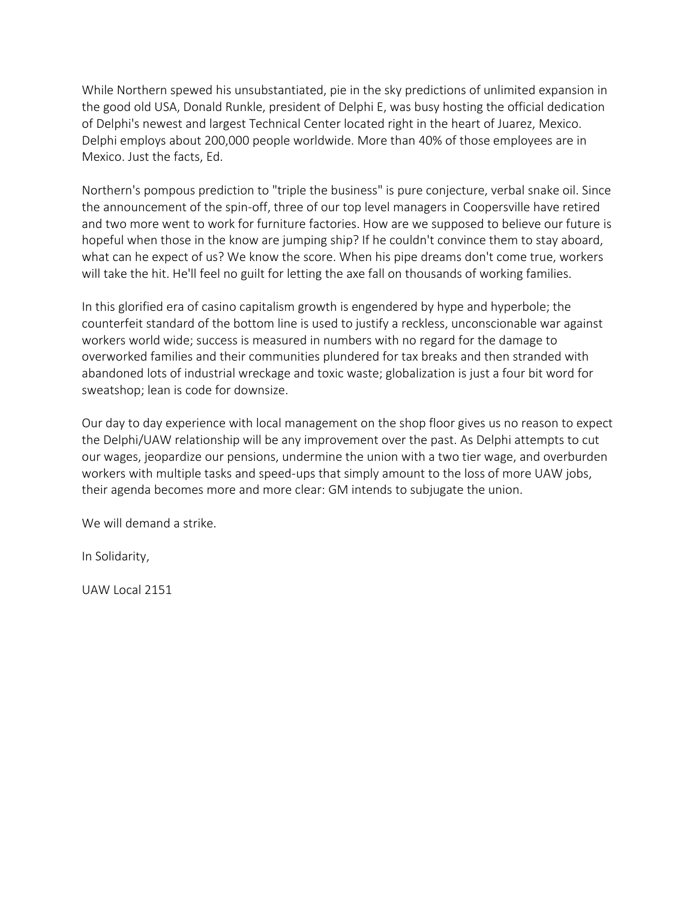While Northern spewed his unsubstantiated, pie in the sky predictions of unlimited expansion in the good old USA, Donald Runkle, president of Delphi E, was busy hosting the official dedication of Delphi's newest and largest Technical Center located right in the heart of Juarez, Mexico. Delphi employs about 200,000 people worldwide. More than 40% of those employees are in Mexico. Just the facts, Ed.

Northern's pompous prediction to "triple the business" is pure conjecture, verbal snake oil. Since the announcement of the spin-off, three of our top level managers in Coopersville have retired and two more went to work for furniture factories. How are we supposed to believe our future is hopeful when those in the know are jumping ship? If he couldn't convince them to stay aboard, what can he expect of us? We know the score. When his pipe dreams don't come true, workers will take the hit. He'll feel no guilt for letting the axe fall on thousands of working families.

In this glorified era of casino capitalism growth is engendered by hype and hyperbole; the counterfeit standard of the bottom line is used to justify a reckless, unconscionable war against workers world wide; success is measured in numbers with no regard for the damage to overworked families and their communities plundered for tax breaks and then stranded with abandoned lots of industrial wreckage and toxic waste; globalization is just a four bit word for sweatshop; lean is code for downsize.

Our day to day experience with local management on the shop floor gives us no reason to expect the Delphi/UAW relationship will be any improvement over the past. As Delphi attempts to cut our wages, jeopardize our pensions, undermine the union with a two tier wage, and overburden workers with multiple tasks and speed-ups that simply amount to the loss of more UAW jobs, their agenda becomes more and more clear: GM intends to subjugate the union.

We will demand a strike.

In Solidarity,

UAW Local 2151